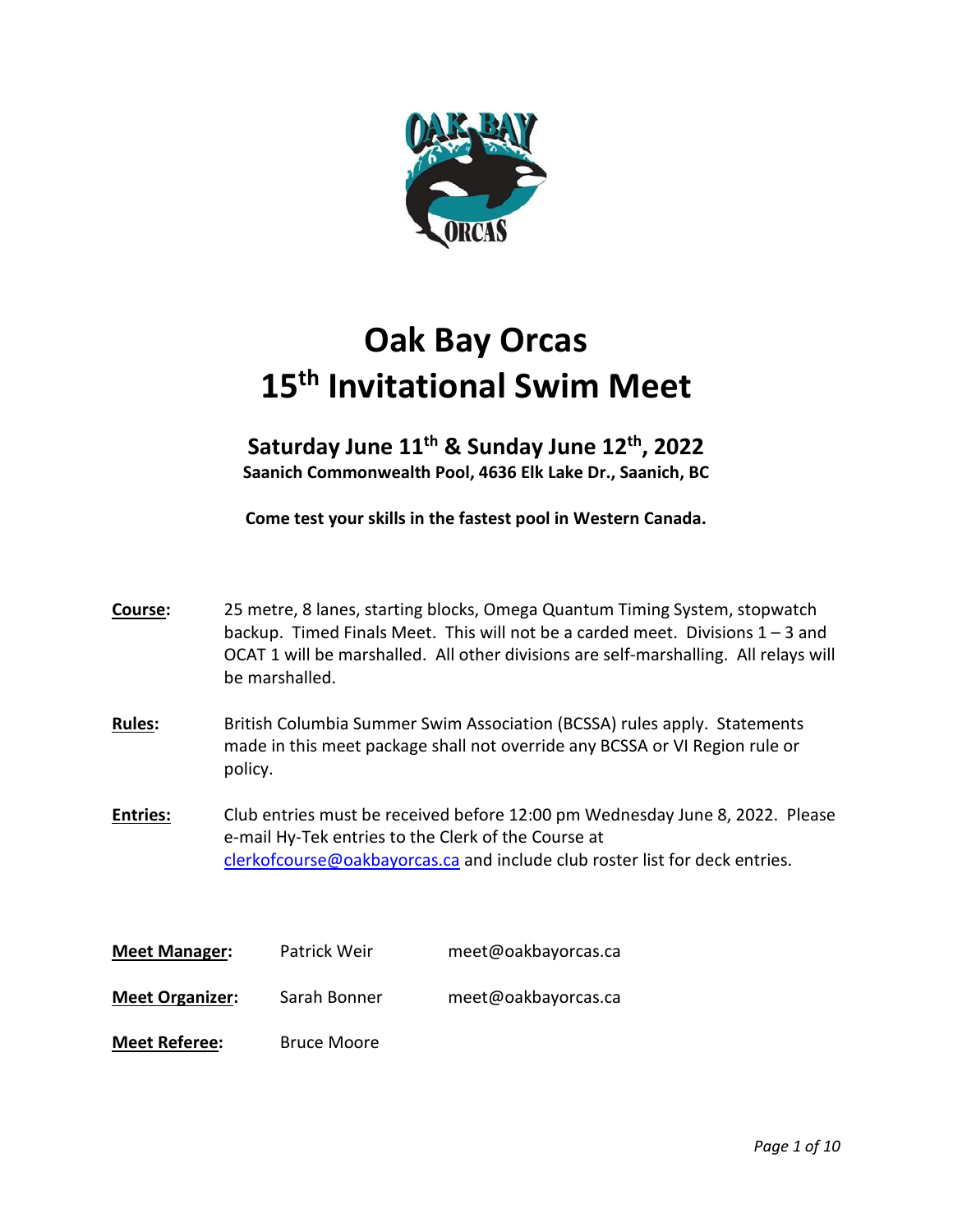# Oak Bay Orcas
# 15th Invitational Swim Meet

### Saturday June 11th & Sunday June 12th, 2022

**Saanich Commonwealth Pool, 4636 Elk Lake Dr., Saanich, BC**

**Come test your skills in the fastest pool in Western Canada.**

**Course:** 25 metre, 8 lanes, starting blocks, Omega Quantum Timing System, stopwatch backup. Timed Finals Meet. This will not be a carded meet. Divisions 1 – 3 and OCAT 1 will be marshalled. All other divisions are self-marshalling. All relays will be marshalled.

**Rules:** British Columbia Summer Swim Association (BCSSA) rules apply. Statements made in this meet package shall not override any BCSSA or VI Region rule or policy.

**Entries:** Club entries must be received before 12:00 pm Wednesday June 8, 2022. Please e-mail Hy-Tek entries to the Clerk of the Course at clerkofcourse@oakbayorcas.ca and include club roster list for deck entries.

**Meet Manager:** Patrick Weir meet@oakbayorcas.ca

**Meet Organizer:** Sarah Bonner meet@oakbayorcas.ca

**Meet Referee:** Bruce Moore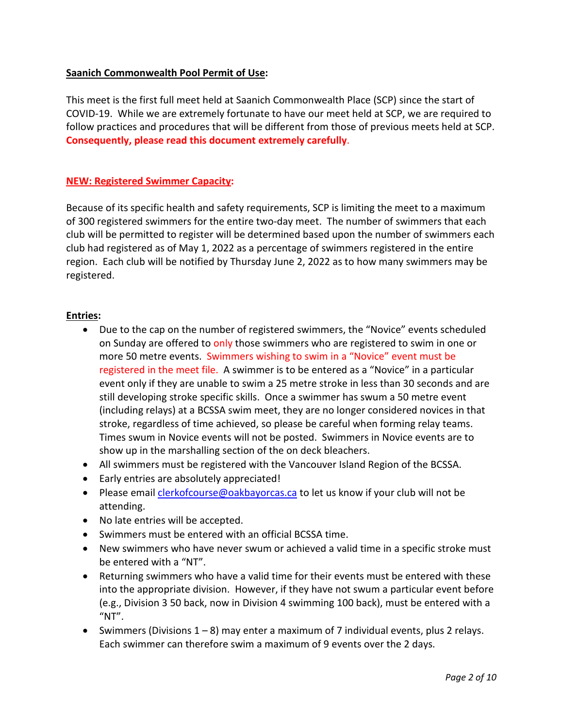**<u>Saanich Commonwealth Pool Permit of Use</u>:**

This meet is the first full meet held at Saanich Commonwealth Place (SCP) since the start of COVID-19. While we are extremely fortunate to have our meet held at SCP, we are required to follow practices and procedures that will be different from those of previous meets held at SCP. **Consequently, please read this document extremely carefully**.

**<u>NEW: Registered Swimmer Capacity</u>:**

Because of its specific health and safety requirements, SCP is limiting the meet to a maximum of 300 registered swimmers for the entire two-day meet. The number of swimmers that each club will be permitted to register will be determined based upon the number of swimmers each club had registered as of May 1, 2022 as a percentage of swimmers registered in the entire region. Each club will be notified by Thursday June 2, 2022 as to how many swimmers may be registered.

**<u>Entries</u>:**

- Due to the cap on the number of registered swimmers, the "Novice" events scheduled on Sunday are offered to only those swimmers who are registered to swim in one or more 50 metre events. Swimmers wishing to swim in a "Novice" event must be registered in the meet file. A swimmer is to be entered as a "Novice" in a particular event only if they are unable to swim a 25 metre stroke in less than 30 seconds and are still developing stroke specific skills. Once a swimmer has swum a 50 metre event (including relays) at a BCSSA swim meet, they are no longer considered novices in that stroke, regardless of time achieved, so please be careful when forming relay teams. Times swum in Novice events will not be posted. Swimmers in Novice events are to show up in the marshalling section of the on deck bleachers.
- All swimmers must be registered with the Vancouver Island Region of the BCSSA.
- Early entries are absolutely appreciated!
- Please email clerkofcourse@oakbayorcas.ca to let us know if your club will not be attending.
- No late entries will be accepted.
- Swimmers must be entered with an official BCSSA time.
- New swimmers who have never swum or achieved a valid time in a specific stroke must be entered with a "NT".
- Returning swimmers who have a valid time for their events must be entered with these into the appropriate division. However, if they have not swum a particular event before (e.g., Division 3 50 back, now in Division 4 swimming 100 back), must be entered with a "NT".
- Swimmers (Divisions 1 – 8) may enter a maximum of 7 individual events, plus 2 relays. Each swimmer can therefore swim a maximum of 9 events over the 2 days.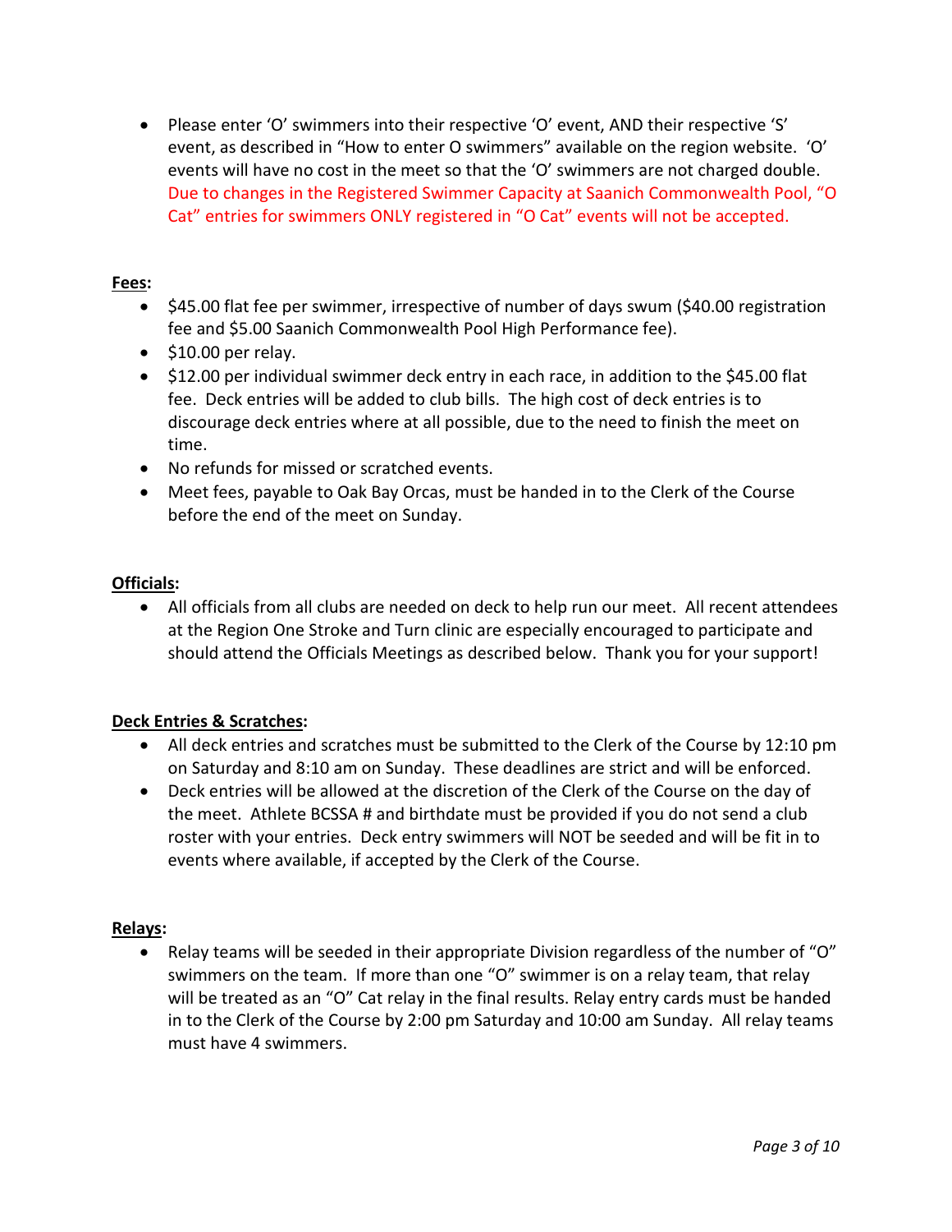- Please enter 'O' swimmers into their respective 'O' event, AND their respective 'S' event, as described in "How to enter O swimmers" available on the region website. 'O' events will have no cost in the meet so that the 'O' swimmers are not charged double. Due to changes in the Registered Swimmer Capacity at Saanich Commonwealth Pool, "O Cat" entries for swimmers ONLY registered in "O Cat" events will not be accepted.

**Fees:**

- $45.00 flat fee per swimmer, irrespective of number of days swum ($40.00 registration fee and $5.00 Saanich Commonwealth Pool High Performance fee).
- $10.00 per relay.
- $12.00 per individual swimmer deck entry in each race, in addition to the $45.00 flat fee. Deck entries will be added to club bills. The high cost of deck entries is to discourage deck entries where at all possible, due to the need to finish the meet on time.
- No refunds for missed or scratched events.
- Meet fees, payable to Oak Bay Orcas, must be handed in to the Clerk of the Course before the end of the meet on Sunday.

**Officials:**

- All officials from all clubs are needed on deck to help run our meet. All recent attendees at the Region One Stroke and Turn clinic are especially encouraged to participate and should attend the Officials Meetings as described below. Thank you for your support!

**Deck Entries & Scratches:**

- All deck entries and scratches must be submitted to the Clerk of the Course by 12:10 pm on Saturday and 8:10 am on Sunday. These deadlines are strict and will be enforced.
- Deck entries will be allowed at the discretion of the Clerk of the Course on the day of the meet. Athlete BCSSA # and birthdate must be provided if you do not send a club roster with your entries. Deck entry swimmers will NOT be seeded and will be fit in to events where available, if accepted by the Clerk of the Course.

**Relays:**

- Relay teams will be seeded in their appropriate Division regardless of the number of "O" swimmers on the team. If more than one "O" swimmer is on a relay team, that relay will be treated as an "O" Cat relay in the final results. Relay entry cards must be handed in to the Clerk of the Course by 2:00 pm Saturday and 10:00 am Sunday. All relay teams must have 4 swimmers.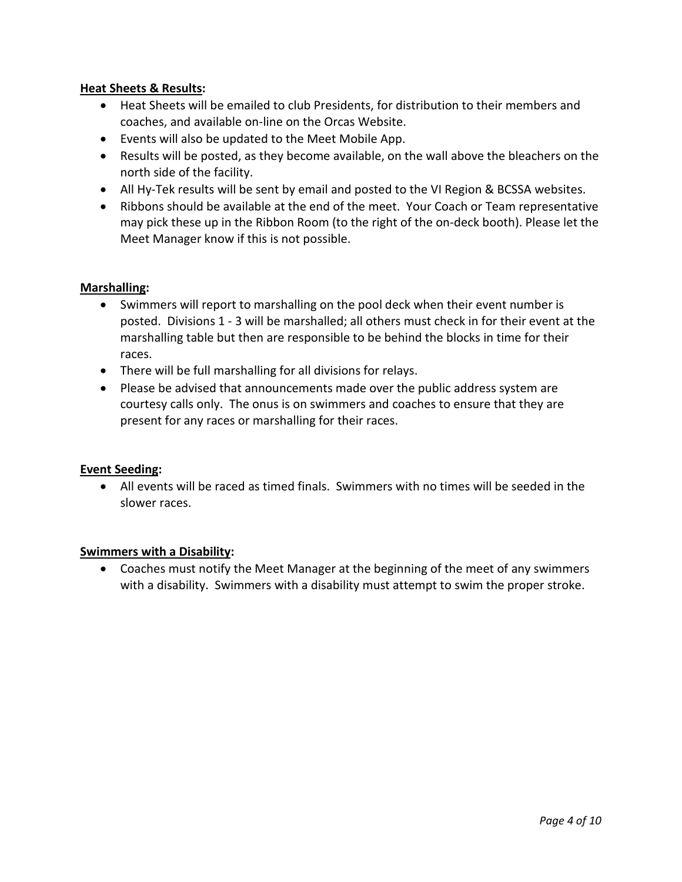**Heat Sheets & Results:**

- Heat Sheets will be emailed to club Presidents, for distribution to their members and coaches, and available on-line on the Orcas Website.
- Events will also be updated to the Meet Mobile App.
- Results will be posted, as they become available, on the wall above the bleachers on the north side of the facility.
- All Hy-Tek results will be sent by email and posted to the VI Region & BCSSA websites.
- Ribbons should be available at the end of the meet. Your Coach or Team representative may pick these up in the Ribbon Room (to the right of the on-deck booth). Please let the Meet Manager know if this is not possible.

**Marshalling:**

- Swimmers will report to marshalling on the pool deck when their event number is posted. Divisions 1 - 3 will be marshalled; all others must check in for their event at the marshalling table but then are responsible to be behind the blocks in time for their races.
- There will be full marshalling for all divisions for relays.
- Please be advised that announcements made over the public address system are courtesy calls only. The onus is on swimmers and coaches to ensure that they are present for any races or marshalling for their races.

**Event Seeding:**

- All events will be raced as timed finals. Swimmers with no times will be seeded in the slower races.

**Swimmers with a Disability:**

- Coaches must notify the Meet Manager at the beginning of the meet of any swimmers with a disability. Swimmers with a disability must attempt to swim the proper stroke.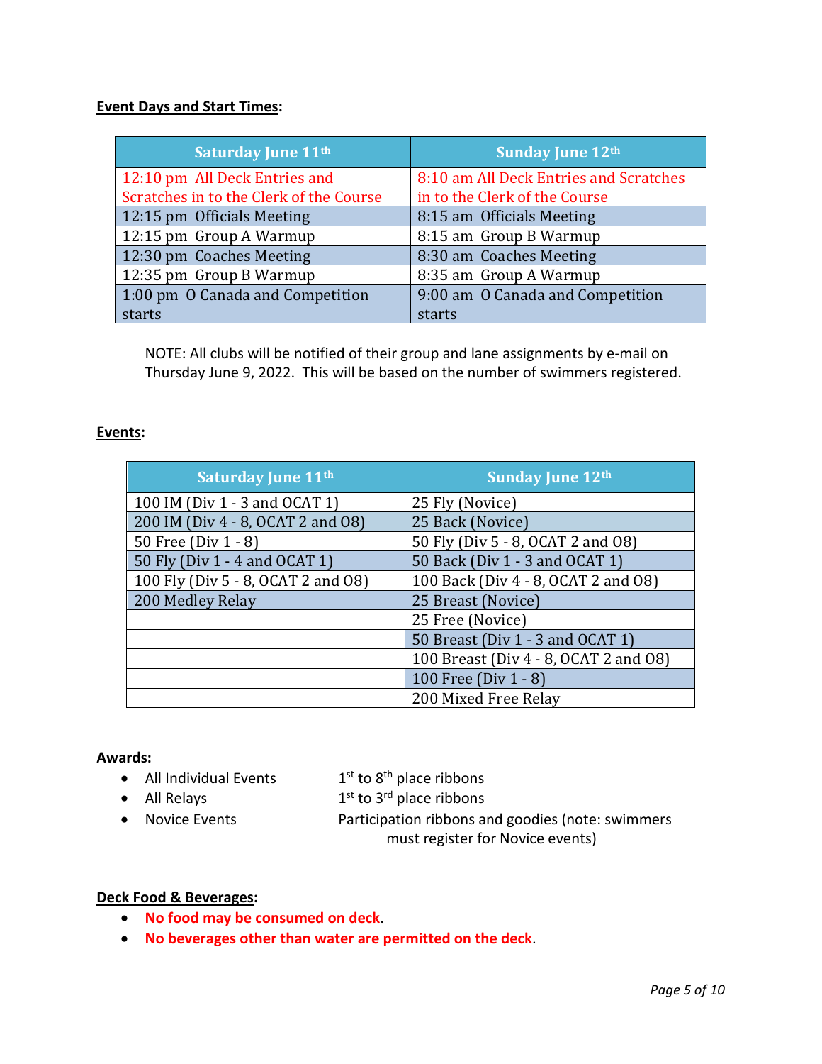**Event Days and Start Times:**

| Saturday June 11th | Sunday June 12th |
| --- | --- |
| 12:10 pm All Deck Entries and Scratches in to the Clerk of the Course | 8:10 am All Deck Entries and Scratches in to the Clerk of the Course |
| 12:15 pm Officials Meeting | 8:15 am Officials Meeting |
| 12:15 pm Group A Warmup | 8:15 am Group B Warmup |
| 12:30 pm Coaches Meeting | 8:30 am Coaches Meeting |
| 12:35 pm Group B Warmup | 8:35 am Group A Warmup |
| 1:00 pm O Canada and Competition starts | 9:00 am O Canada and Competition starts |

NOTE: All clubs will be notified of their group and lane assignments by e-mail on Thursday June 9, 2022. This will be based on the number of swimmers registered.

**Events:**

| Saturday June 11th | Sunday June 12th |
| --- | --- |
| 100 IM (Div 1 - 3 and OCAT 1) | 25 Fly (Novice) |
| 200 IM (Div 4 - 8, OCAT 2 and O8) | 25 Back (Novice) |
| 50 Free (Div 1 - 8) | 50 Fly (Div 5 - 8, OCAT 2 and O8) |
| 50 Fly (Div 1 - 4 and OCAT 1) | 50 Back (Div 1 - 3 and OCAT 1) |
| 100 Fly (Div 5 - 8, OCAT 2 and O8) | 100 Back (Div 4 - 8, OCAT 2 and O8) |
| 200 Medley Relay | 25 Breast (Novice) |
| | 25 Free (Novice) |
| | 50 Breast (Div 1 - 3 and OCAT 1) |
| | 100 Breast (Div 4 - 8, OCAT 2 and O8) |
| | 100 Free (Div 1 - 8) |
| | 200 Mixed Free Relay |

**Awards:**

- All Individual Events — 1st to 8th place ribbons
- All Relays — 1st to 3rd place ribbons
- Novice Events — Participation ribbons and goodies (note: swimmers must register for Novice events)

**Deck Food & Beverages:**

- **No food may be consumed on deck**.
- **No beverages other than water are permitted on the deck**.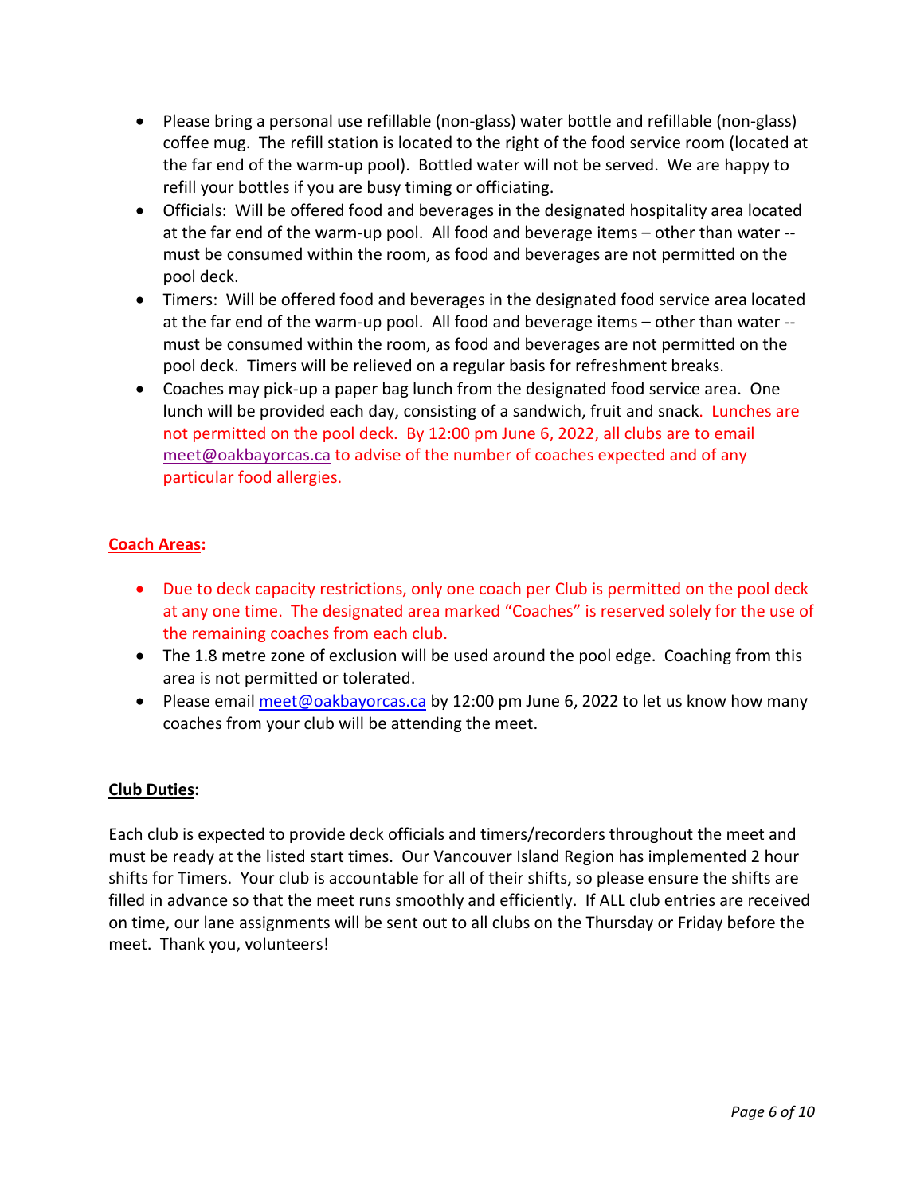- Please bring a personal use refillable (non-glass) water bottle and refillable (non-glass) coffee mug. The refill station is located to the right of the food service room (located at the far end of the warm-up pool). Bottled water will not be served. We are happy to refill your bottles if you are busy timing or officiating.
- Officials: Will be offered food and beverages in the designated hospitality area located at the far end of the warm-up pool. All food and beverage items – other than water -- must be consumed within the room, as food and beverages are not permitted on the pool deck.
- Timers: Will be offered food and beverages in the designated food service area located at the far end of the warm-up pool. All food and beverage items – other than water -- must be consumed within the room, as food and beverages are not permitted on the pool deck. Timers will be relieved on a regular basis for refreshment breaks.
- Coaches may pick-up a paper bag lunch from the designated food service area. One lunch will be provided each day, consisting of a sandwich, fruit and snack. Lunches are not permitted on the pool deck. By 12:00 pm June 6, 2022, all clubs are to email meet@oakbayorcas.ca to advise of the number of coaches expected and of any particular food allergies.

## Coach Areas:

- Due to deck capacity restrictions, only one coach per Club is permitted on the pool deck at any one time. The designated area marked "Coaches" is reserved solely for the use of the remaining coaches from each club.
- The 1.8 metre zone of exclusion will be used around the pool edge. Coaching from this area is not permitted or tolerated.
- Please email meet@oakbayorcas.ca by 12:00 pm June 6, 2022 to let us know how many coaches from your club will be attending the meet.

## Club Duties:

Each club is expected to provide deck officials and timers/recorders throughout the meet and must be ready at the listed start times. Our Vancouver Island Region has implemented 2 hour shifts for Timers. Your club is accountable for all of their shifts, so please ensure the shifts are filled in advance so that the meet runs smoothly and efficiently. If ALL club entries are received on time, our lane assignments will be sent out to all clubs on the Thursday or Friday before the meet. Thank you, volunteers!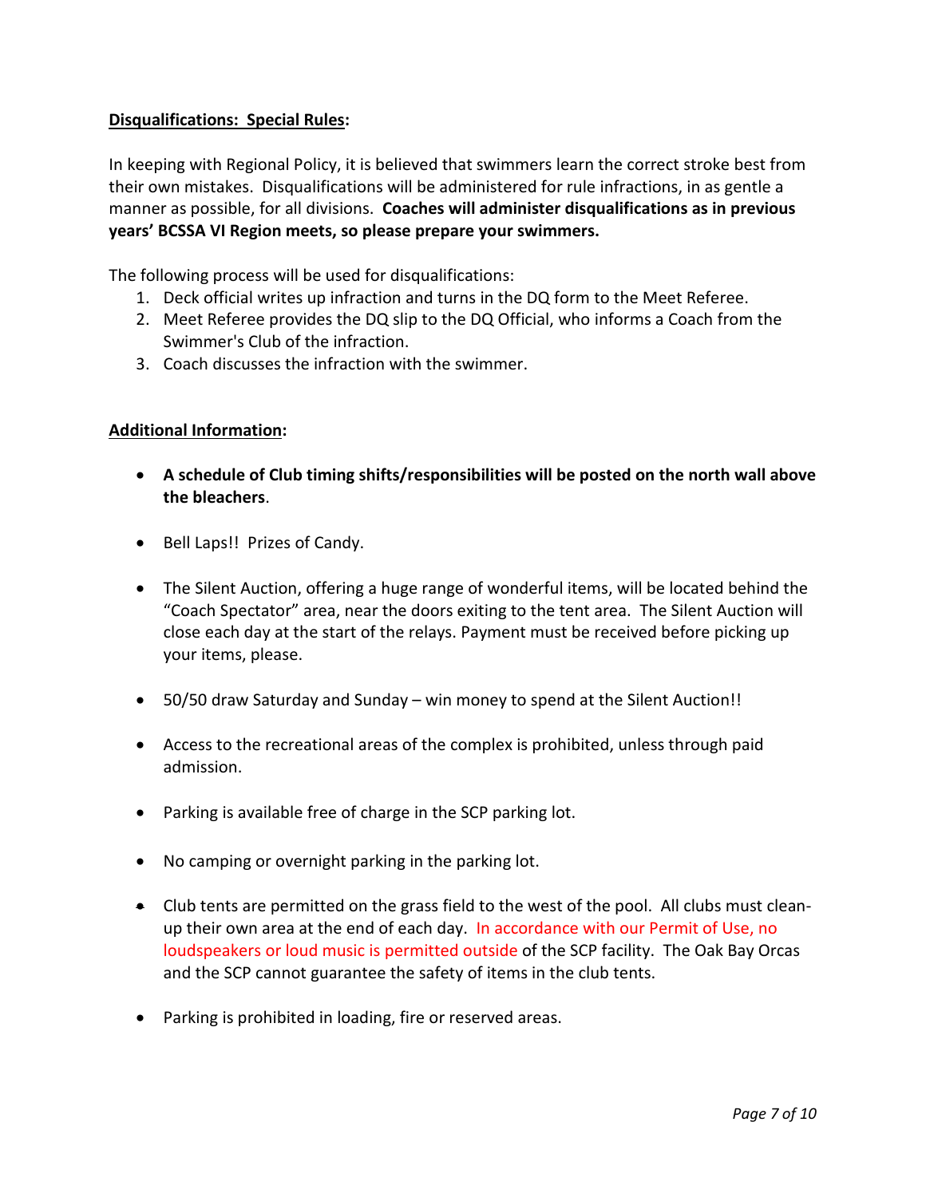**<u>Disqualifications: Special Rules</u>:**

In keeping with Regional Policy, it is believed that swimmers learn the correct stroke best from their own mistakes. Disqualifications will be administered for rule infractions, in as gentle a manner as possible, for all divisions. **Coaches will administer disqualifications as in previous years' BCSSA VI Region meets, so please prepare your swimmers.**

The following process will be used for disqualifications:

1. Deck official writes up infraction and turns in the DQ form to the Meet Referee.
2. Meet Referee provides the DQ slip to the DQ Official, who informs a Coach from the Swimmer's Club of the infraction.
3. Coach discusses the infraction with the swimmer.

**<u>Additional Information</u>:**

- **A schedule of Club timing shifts/responsibilities will be posted on the north wall above the bleachers**.
- Bell Laps!! Prizes of Candy.
- The Silent Auction, offering a huge range of wonderful items, will be located behind the "Coach Spectator" area, near the doors exiting to the tent area. The Silent Auction will close each day at the start of the relays. Payment must be received before picking up your items, please.
- 50/50 draw Saturday and Sunday – win money to spend at the Silent Auction!!
- Access to the recreational areas of the complex is prohibited, unless through paid admission.
- Parking is available free of charge in the SCP parking lot.
- No camping or overnight parking in the parking lot.
- Club tents are permitted on the grass field to the west of the pool. All clubs must clean-up their own area at the end of each day. In accordance with our Permit of Use, no loudspeakers or loud music is permitted outside of the SCP facility. The Oak Bay Orcas and the SCP cannot guarantee the safety of items in the club tents.
- Parking is prohibited in loading, fire or reserved areas.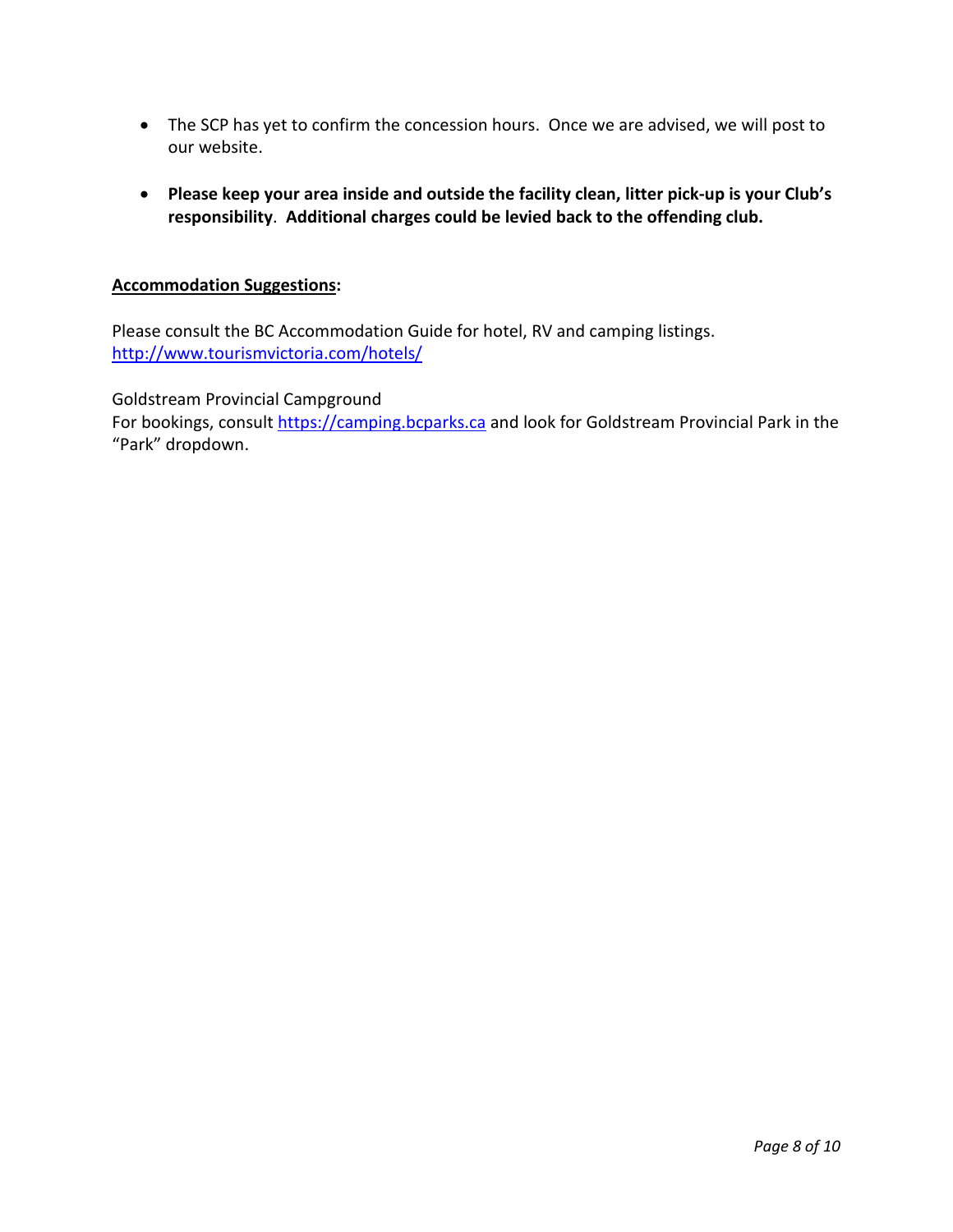- The SCP has yet to confirm the concession hours.  Once we are advised, we will post to our website.

- **Please keep your area inside and outside the facility clean, litter pick-up is your Club's responsibility**.  **Additional charges could be levied back to the offending club.**

**Accommodation Suggestions:**

Please consult the BC Accommodation Guide for hotel, RV and camping listings.
[http://www.tourismvictoria.com/hotels/](http://www.tourismvictoria.com/hotels/)

Goldstream Provincial Campground
For bookings, consult [https://camping.bcparks.ca](https://camping.bcparks.ca) and look for Goldstream Provincial Park in the "Park" dropdown.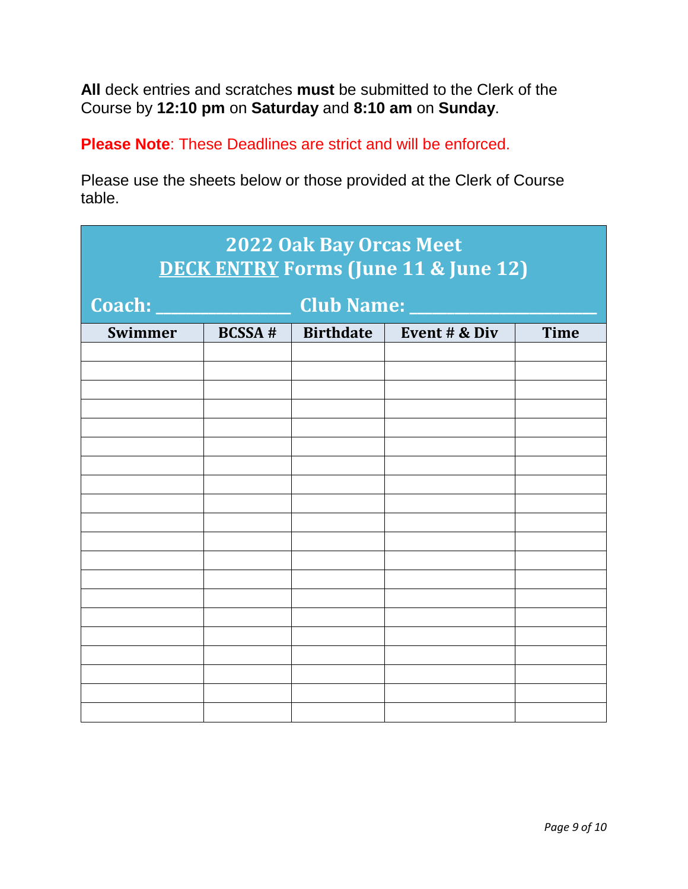**All** deck entries and scratches **must** be submitted to the Clerk of the Course by **12:10 pm** on **Saturday** and **8:10 am** on **Sunday**.

**Please Note**: These Deadlines are strict and will be enforced.

Please use the sheets below or those provided at the Clerk of Course table.

## 2022 Oak Bay Orcas Meet
## DECK ENTRY Forms (June 11 & June 12)

**Coach: ________________ Club Name: ______________________**

| Swimmer | BCSSA # | Birthdate | Event # & Div | Time |
|---|---|---|---|---|
| | | | | |
| | | | | |
| | | | | |
| | | | | |
| | | | | |
| | | | | |
| | | | | |
| | | | | |
| | | | | |
| | | | | |
| | | | | |
| | | | | |
| | | | | |
| | | | | |
| | | | | |
| | | | | |
| | | | | |
| | | | | |
| | | | | |
| | | | | |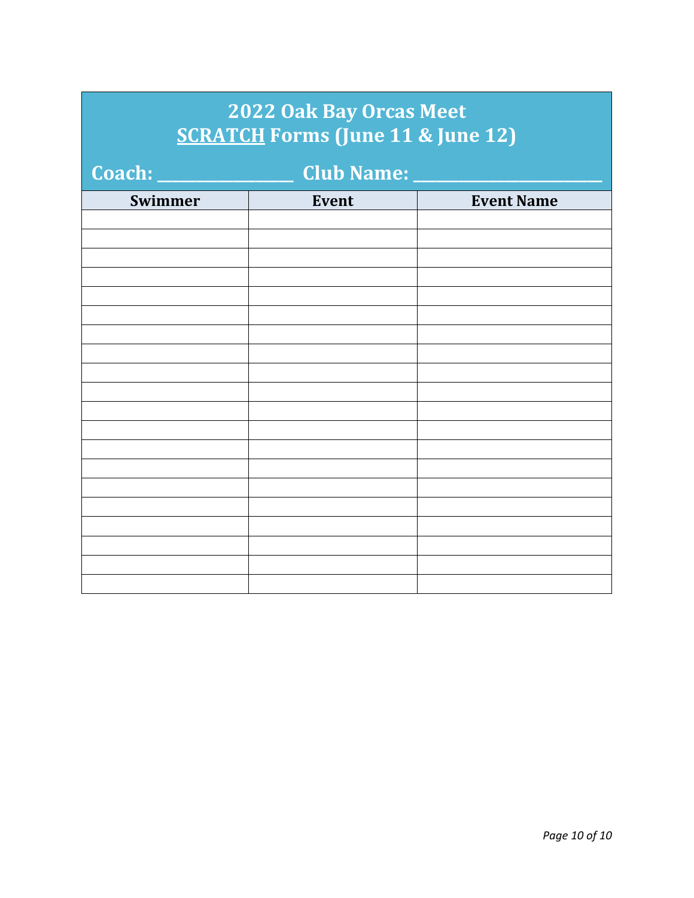# 2022 Oak Bay Orcas Meet

## <u>SCRATCH</u> Forms (June 11 & June 12)

**Coach: ________________ Club Name: ______________________**

| Swimmer | Event | Event Name |
|---|---|---|
| | | |
| | | |
| | | |
| | | |
| | | |
| | | |
| | | |
| | | |
| | | |
| | | |
| | | |
| | | |
| | | |
| | | |
| | | |
| | | |
| | | |
| | | |
| | | |
| | | |